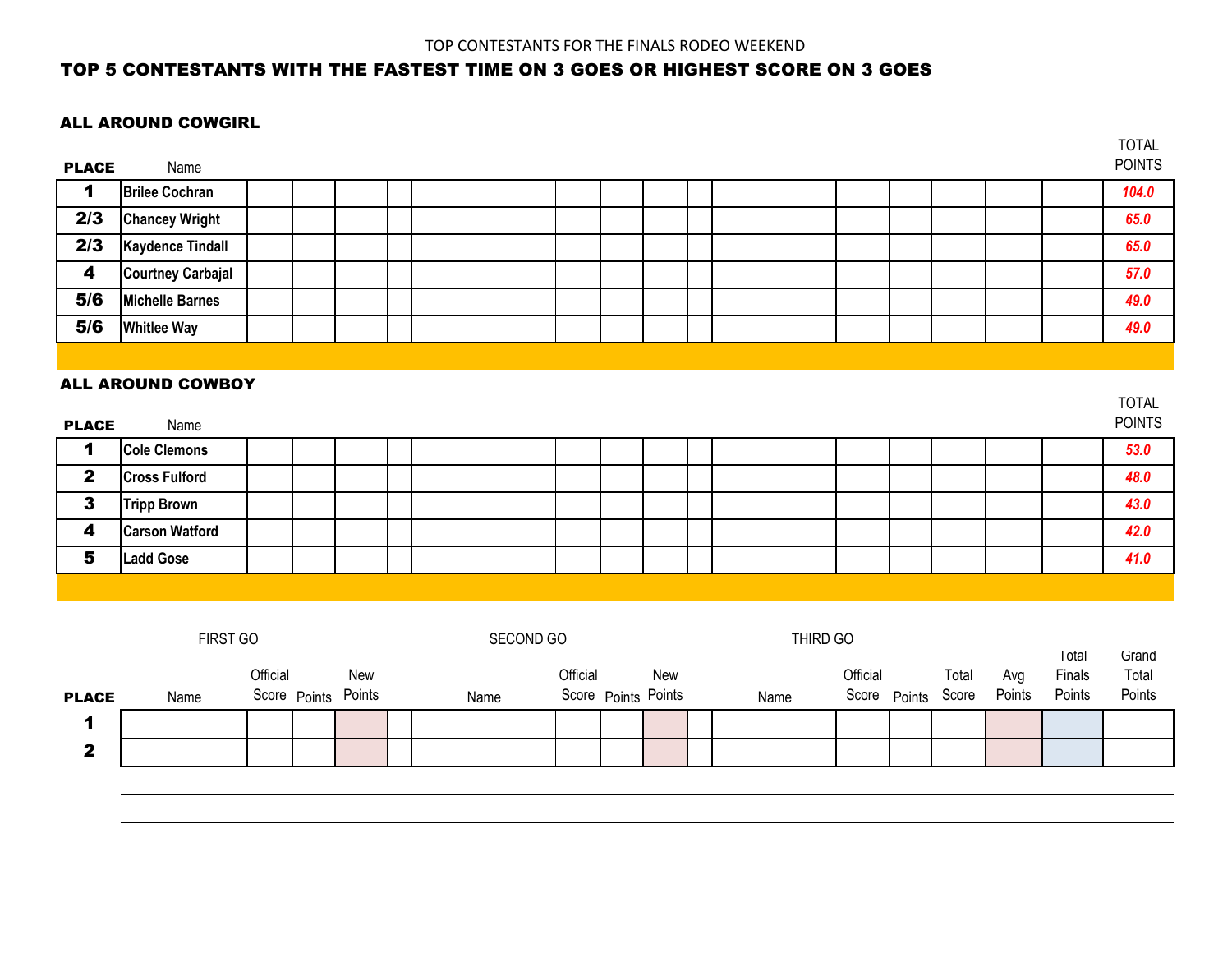TOP CONTESTANTS FOR THE FINALS RODEO WEEKEND

## TOP 5 CONTESTANTS WITH THE FASTEST TIME ON 3 GOES OR HIGHEST SCORE ON 3 GOES

### ALL AROUND COWGIRL

| PLACE | Name | TOTAL POINTS |
|---|---|---|
| 1 | Brilee Cochran | 104.0 |
| 2/3 | Chancey Wright | 65.0 |
| 2/3 | Kaydence Tindall | 65.0 |
| 4 | Courtney Carbajal | 57.0 |
| 5/6 | Michelle Barnes | 49.0 |
| 5/6 | Whitlee Way | 49.0 |

### ALL AROUND COWBOY

| PLACE | Name | TOTAL POINTS |
|---|---|---|
| 1 | Cole Clemons | 53.0 |
| 2 | Cross Fulford | 48.0 |
| 3 | Tripp Brown | 43.0 |
| 4 | Carson Watford | 42.0 |
| 5 | Ladd Gose | 41.0 |

| | FIRST GO | | | | | SECOND GO | | | | | THIRD GO | | | | | | |
|---|---|---|---|---|---|---|---|---|---|---|---|---|---|---|---|---|---|
| PLACE | Name | Official Score | Points | New Points | | Name | Official Score | Points | New Points | | Name | Official Score | Points | Total Score | Avg Points | Total Finals Points | Grand Total Points |
| 1 | | | | | | | | | | | | | | | | | |
| 2 | | | | | | | | | | | | | | | | | |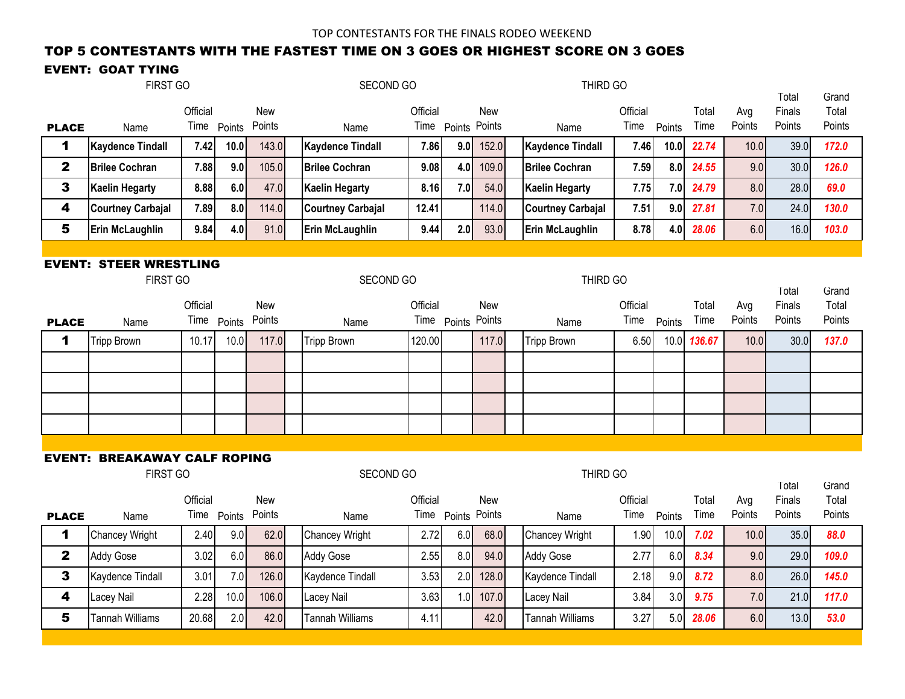TOP CONTESTANTS FOR THE FINALS RODEO WEEKEND

## TOP 5 CONTESTANTS WITH THE FASTEST TIME ON 3 GOES OR HIGHEST SCORE ON 3 GOES

### EVENT: GOAT TYING

| | FIRST GO | | | | SECOND GO | | | | THIRD GO | | | | | | |
|---|---|---|---|---|---|---|---|---|---|---|---|---|---|---|---|
| PLACE | Name | Official Time | Points | New Points | Name | Official Time | Points | New Points | Name | Official Time | Points | Total Time | Avg Points | Total Finals Points | Grand Total Points |
| 1 | **Kaydence Tindall** | **7.42** | **10.0** | 143.0 | **Kaydence Tindall** | **7.86** | **9.0** | 152.0 | **Kaydence Tindall** | **7.46** | **10.0** | ***22.74*** | 10.0 | 39.0 | ***172.0*** |
| 2 | **Brilee Cochran** | **7.88** | **9.0** | 105.0 | **Brilee Cochran** | **9.08** | **4.0** | 109.0 | **Brilee Cochran** | **7.59** | **8.0** | ***24.55*** | 9.0 | 30.0 | ***126.0*** |
| 3 | **Kaelin Hegarty** | **8.88** | **6.0** | 47.0 | **Kaelin Hegarty** | **8.16** | **7.0** | 54.0 | **Kaelin Hegarty** | **7.75** | **7.0** | ***24.79*** | 8.0 | 28.0 | ***69.0*** |
| 4 | **Courtney Carbajal** | **7.89** | **8.0** | 114.0 | **Courtney Carbajal** | **12.41** | | 114.0 | **Courtney Carbajal** | **7.51** | **9.0** | ***27.81*** | 7.0 | 24.0 | ***130.0*** |
| 5 | **Erin McLaughlin** | **9.84** | **4.0** | 91.0 | **Erin McLaughlin** | **9.44** | **2.0** | 93.0 | **Erin McLaughlin** | **8.78** | **4.0** | ***28.06*** | 6.0 | 16.0 | ***103.0*** |

### EVENT: STEER WRESTLING

| | FIRST GO | | | | SECOND GO | | | | THIRD GO | | | | | | |
|---|---|---|---|---|---|---|---|---|---|---|---|---|---|---|---|
| PLACE | Name | Official Time | Points | New Points | Name | Official Time | Points | New Points | Name | Official Time | Points | Total Time | Avg Points | Total Finals Points | Grand Total Points |
| 1 | Tripp Brown | 10.17 | 10.0 | 117.0 | Tripp Brown | 120.00 | | 117.0 | Tripp Brown | 6.50 | 10.0 | ***136.67*** | 10.0 | 30.0 | ***137.0*** |
| | | | | | | | | | | | | | | | |
| | | | | | | | | | | | | | | | |
| | | | | | | | | | | | | | | | |
| | | | | | | | | | | | | | | | |

### EVENT: BREAKAWAY CALF ROPING

| | FIRST GO | | | | SECOND GO | | | | THIRD GO | | | | | | |
|---|---|---|---|---|---|---|---|---|---|---|---|---|---|---|---|
| PLACE | Name | Official Time | Points | New Points | Name | Official Time | Points | New Points | Name | Official Time | Points | Total Time | Avg Points | Total Finals Points | Grand Total Points |
| 1 | Chancey Wright | 2.40 | 9.0 | 62.0 | Chancey Wright | 2.72 | 6.0 | 68.0 | Chancey Wright | 1.90 | 10.0 | ***7.02*** | 10.0 | 35.0 | ***88.0*** |
| 2 | Addy Gose | 3.02 | 6.0 | 86.0 | Addy Gose | 2.55 | 8.0 | 94.0 | Addy Gose | 2.77 | 6.0 | ***8.34*** | 9.0 | 29.0 | ***109.0*** |
| 3 | Kaydence Tindall | 3.01 | 7.0 | 126.0 | Kaydence Tindall | 3.53 | 2.0 | 128.0 | Kaydence Tindall | 2.18 | 9.0 | ***8.72*** | 8.0 | 26.0 | ***145.0*** |
| 4 | Lacey Nail | 2.28 | 10.0 | 106.0 | Lacey Nail | 3.63 | 1.0 | 107.0 | Lacey Nail | 3.84 | 3.0 | ***9.75*** | 7.0 | 21.0 | ***117.0*** |
| 5 | Tannah Williams | 20.68 | 2.0 | 42.0 | Tannah Williams | 4.11 | | 42.0 | Tannah Williams | 3.27 | 5.0 | ***28.06*** | 6.0 | 13.0 | ***53.0*** |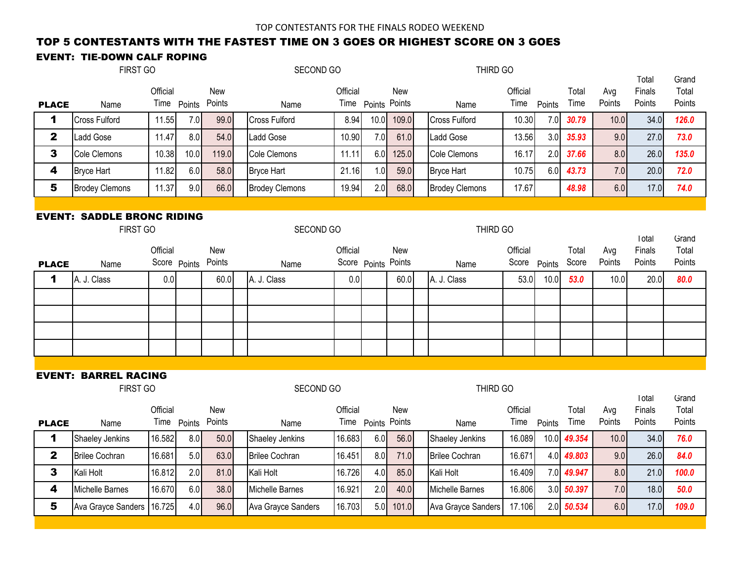TOP CONTESTANTS FOR THE FINALS RODEO WEEKEND

## TOP 5 CONTESTANTS WITH THE FASTEST TIME ON 3 GOES OR HIGHEST SCORE ON 3 GOES

### EVENT: TIE-DOWN CALF ROPING

| | FIRST GO | | | | SECOND GO | | | | THIRD GO | | | | | | |
|---|---|---|---|---|---|---|---|---|---|---|---|---|---|---|---|
| PLACE | Name | Official Time | Points | New Points | Name | Official Time | Points | New Points | Name | Official Time | Points | Total Time | Avg Points | Total Finals Points | Grand Total Points |
| 1 | Cross Fulford | 11.55 | 7.0 | 99.0 | Cross Fulford | 8.94 | 10.0 | 109.0 | Cross Fulford | 10.30 | 7.0 | 30.79 | 10.0 | 34.0 | 126.0 |
| 2 | Ladd Gose | 11.47 | 8.0 | 54.0 | Ladd Gose | 10.90 | 7.0 | 61.0 | Ladd Gose | 13.56 | 3.0 | 35.93 | 9.0 | 27.0 | 73.0 |
| 3 | Cole Clemons | 10.38 | 10.0 | 119.0 | Cole Clemons | 11.11 | 6.0 | 125.0 | Cole Clemons | 16.17 | 2.0 | 37.66 | 8.0 | 26.0 | 135.0 |
| 4 | Bryce Hart | 11.82 | 6.0 | 58.0 | Bryce Hart | 21.16 | 1.0 | 59.0 | Bryce Hart | 10.75 | 6.0 | 43.73 | 7.0 | 20.0 | 72.0 |
| 5 | Brodey Clemons | 11.37 | 9.0 | 66.0 | Brodey Clemons | 19.94 | 2.0 | 68.0 | Brodey Clemons | 17.67 | | 48.98 | 6.0 | 17.0 | 74.0 |

### EVENT: SADDLE BRONC RIDING

| | FIRST GO | | | | SECOND GO | | | | THIRD GO | | | | | | |
|---|---|---|---|---|---|---|---|---|---|---|---|---|---|---|---|
| PLACE | Name | Official Score | Points | New Points | Name | Official Score | Points | New Points | Name | Official Score | Points | Total Score | Avg Points | Total Finals Points | Grand Total Points |
| 1 | A. J. Class | 0.0 | | 60.0 | A. J. Class | 0.0 | | 60.0 | A. J. Class | 53.0 | 10.0 | 53.0 | 10.0 | 20.0 | 80.0 |
| | | | | | | | | | | | | | | | |
| | | | | | | | | | | | | | | | |
| | | | | | | | | | | | | | | | |
| | | | | | | | | | | | | | | | |

### EVENT: BARREL RACING

| | FIRST GO | | | | SECOND GO | | | | THIRD GO | | | | | | |
|---|---|---|---|---|---|---|---|---|---|---|---|---|---|---|---|
| PLACE | Name | Official Time | Points | New Points | Name | Official Time | Points | New Points | Name | Official Time | Points | Total Time | Avg Points | Total Finals Points | Grand Total Points |
| 1 | Shaeley Jenkins | 16.582 | 8.0 | 50.0 | Shaeley Jenkins | 16.683 | 6.0 | 56.0 | Shaeley Jenkins | 16.089 | 10.0 | 49.354 | 10.0 | 34.0 | 76.0 |
| 2 | Brilee Cochran | 16.681 | 5.0 | 63.0 | Brilee Cochran | 16.451 | 8.0 | 71.0 | Brilee Cochran | 16.671 | 4.0 | 49.803 | 9.0 | 26.0 | 84.0 |
| 3 | Kali Holt | 16.812 | 2.0 | 81.0 | Kali Holt | 16.726 | 4.0 | 85.0 | Kali Holt | 16.409 | 7.0 | 49.947 | 8.0 | 21.0 | 100.0 |
| 4 | Michelle Barnes | 16.670 | 6.0 | 38.0 | Michelle Barnes | 16.921 | 2.0 | 40.0 | Michelle Barnes | 16.806 | 3.0 | 50.397 | 7.0 | 18.0 | 50.0 |
| 5 | Ava Grayce Sanders | 16.725 | 4.0 | 96.0 | Ava Grayce Sanders | 16.703 | 5.0 | 101.0 | Ava Grayce Sanders | 17.106 | 2.0 | 50.534 | 6.0 | 17.0 | 109.0 |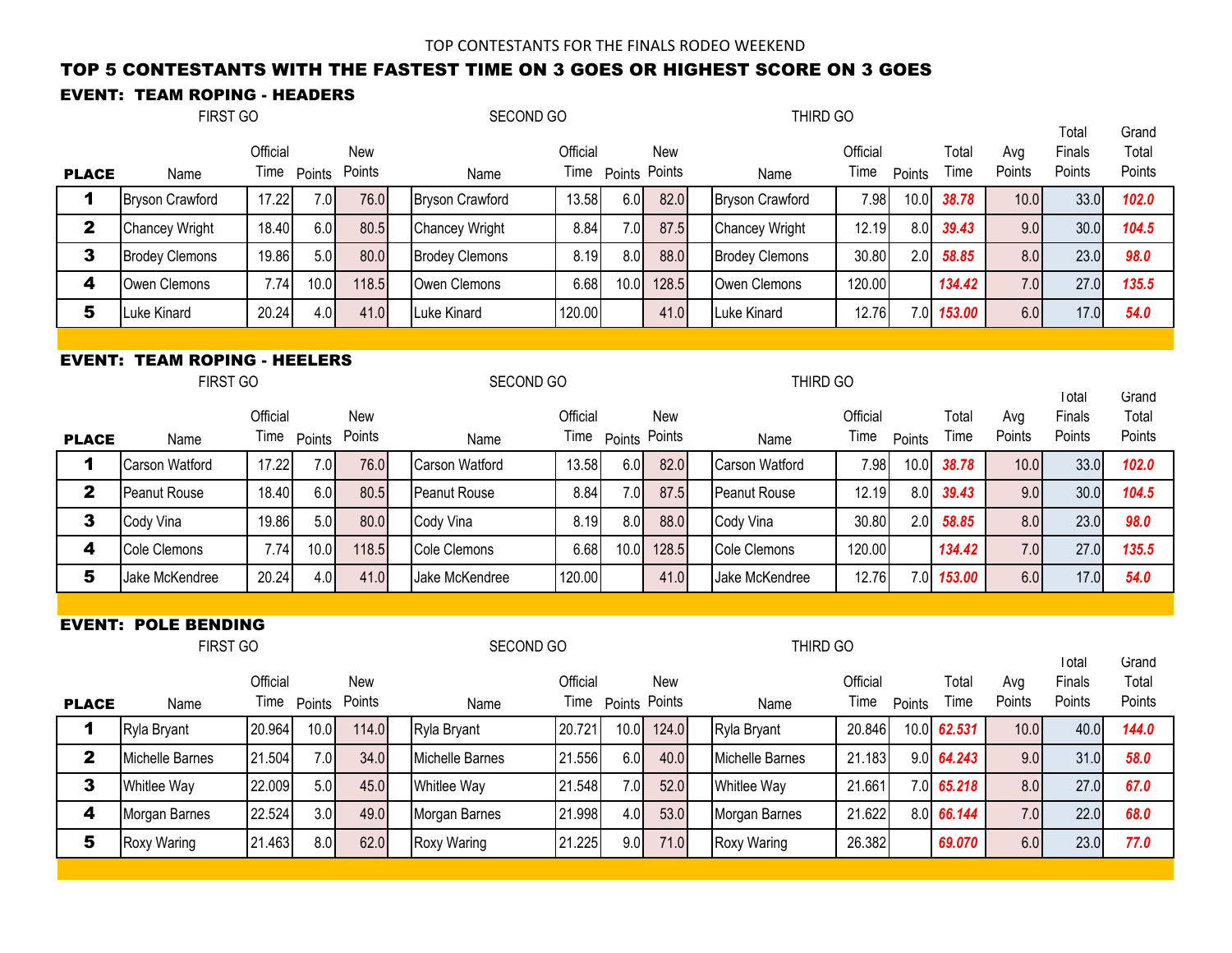TOP CONTESTANTS FOR THE FINALS RODEO WEEKEND

## TOP 5 CONTESTANTS WITH THE FASTEST TIME ON 3 GOES OR HIGHEST SCORE ON 3 GOES

### EVENT: TEAM ROPING - HEADERS

| | FIRST GO | | | | SECOND GO | | | | THIRD GO | | | | | | |
|---|---|---|---|---|---|---|---|---|---|---|---|---|---|---|---|
| **PLACE** | Name | Official Time | Points | New Points | Name | Official Time | Points | New Points | Name | Official Time | Points | Total Time | Avg Points | Total Finals Points | Grand Total Points |
| **1** | Bryson Crawford | 17.22 | 7.0 | 76.0 | Bryson Crawford | 13.58 | 6.0 | 82.0 | Bryson Crawford | 7.98 | 10.0 | ***38.78*** | 10.0 | 33.0 | ***102.0*** |
| **2** | Chancey Wright | 18.40 | 6.0 | 80.5 | Chancey Wright | 8.84 | 7.0 | 87.5 | Chancey Wright | 12.19 | 8.0 | ***39.43*** | 9.0 | 30.0 | ***104.5*** |
| **3** | Brodey Clemons | 19.86 | 5.0 | 80.0 | Brodey Clemons | 8.19 | 8.0 | 88.0 | Brodey Clemons | 30.80 | 2.0 | ***58.85*** | 8.0 | 23.0 | ***98.0*** |
| **4** | Owen Clemons | 7.74 | 10.0 | 118.5 | Owen Clemons | 6.68 | 10.0 | 128.5 | Owen Clemons | 120.00 | | ***134.42*** | 7.0 | 27.0 | ***135.5*** |
| **5** | Luke Kinard | 20.24 | 4.0 | 41.0 | Luke Kinard | 120.00 | | 41.0 | Luke Kinard | 12.76 | 7.0 | ***153.00*** | 6.0 | 17.0 | ***54.0*** |

### EVENT: TEAM ROPING - HEELERS

| | FIRST GO | | | | SECOND GO | | | | THIRD GO | | | | | | |
|---|---|---|---|---|---|---|---|---|---|---|---|---|---|---|---|
| **PLACE** | Name | Official Time | Points | New Points | Name | Official Time | Points | New Points | Name | Official Time | Points | Total Time | Avg Points | Total Finals Points | Grand Total Points |
| **1** | Carson Watford | 17.22 | 7.0 | 76.0 | Carson Watford | 13.58 | 6.0 | 82.0 | Carson Watford | 7.98 | 10.0 | ***38.78*** | 10.0 | 33.0 | ***102.0*** |
| **2** | Peanut Rouse | 18.40 | 6.0 | 80.5 | Peanut Rouse | 8.84 | 7.0 | 87.5 | Peanut Rouse | 12.19 | 8.0 | ***39.43*** | 9.0 | 30.0 | ***104.5*** |
| **3** | Cody Vina | 19.86 | 5.0 | 80.0 | Cody Vina | 8.19 | 8.0 | 88.0 | Cody Vina | 30.80 | 2.0 | ***58.85*** | 8.0 | 23.0 | ***98.0*** |
| **4** | Cole Clemons | 7.74 | 10.0 | 118.5 | Cole Clemons | 6.68 | 10.0 | 128.5 | Cole Clemons | 120.00 | | ***134.42*** | 7.0 | 27.0 | ***135.5*** |
| **5** | Jake McKendree | 20.24 | 4.0 | 41.0 | Jake McKendree | 120.00 | | 41.0 | Jake McKendree | 12.76 | 7.0 | ***153.00*** | 6.0 | 17.0 | ***54.0*** |

### EVENT: POLE BENDING

| | FIRST GO | | | | SECOND GO | | | | THIRD GO | | | | | | |
|---|---|---|---|---|---|---|---|---|---|---|---|---|---|---|---|
| **PLACE** | Name | Official Time | Points | New Points | Name | Official Time | Points | New Points | Name | Official Time | Points | Total Time | Avg Points | Total Finals Points | Grand Total Points |
| **1** | Ryla Bryant | 20.964 | 10.0 | 114.0 | Ryla Bryant | 20.721 | 10.0 | 124.0 | Ryla Bryant | 20.846 | 10.0 | ***62.531*** | 10.0 | 40.0 | ***144.0*** |
| **2** | Michelle Barnes | 21.504 | 7.0 | 34.0 | Michelle Barnes | 21.556 | 6.0 | 40.0 | Michelle Barnes | 21.183 | 9.0 | ***64.243*** | 9.0 | 31.0 | ***58.0*** |
| **3** | Whitlee Way | 22.009 | 5.0 | 45.0 | Whitlee Way | 21.548 | 7.0 | 52.0 | Whitlee Way | 21.661 | 7.0 | ***65.218*** | 8.0 | 27.0 | ***67.0*** |
| **4** | Morgan Barnes | 22.524 | 3.0 | 49.0 | Morgan Barnes | 21.998 | 4.0 | 53.0 | Morgan Barnes | 21.622 | 8.0 | ***66.144*** | 7.0 | 22.0 | ***68.0*** |
| **5** | Roxy Waring | 21.463 | 8.0 | 62.0 | Roxy Waring | 21.225 | 9.0 | 71.0 | Roxy Waring | 26.382 | | ***69.070*** | 6.0 | 23.0 | ***77.0*** |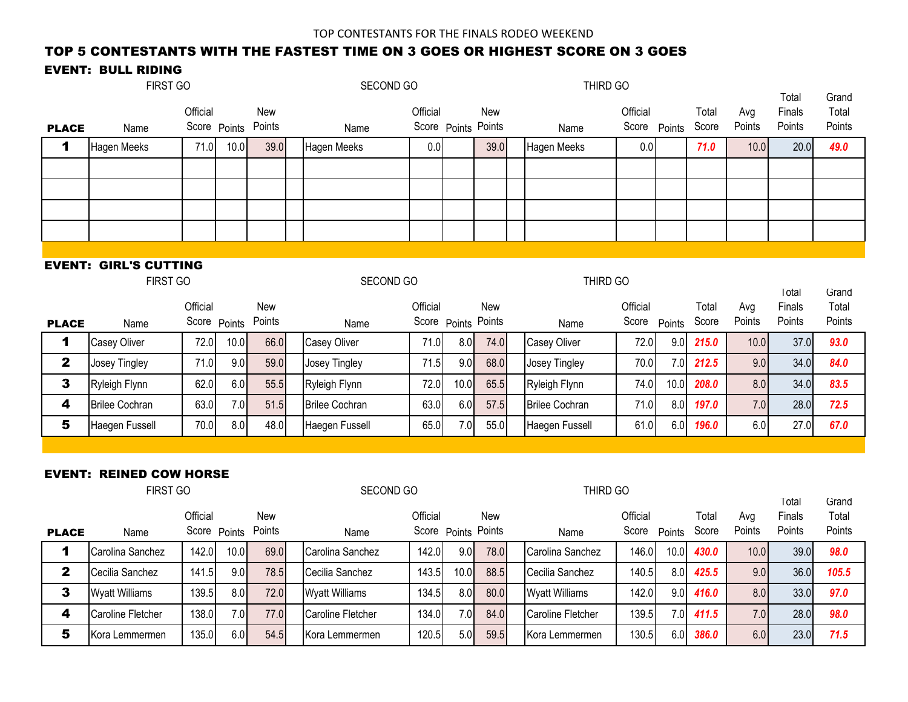TOP CONTESTANTS FOR THE FINALS RODEO WEEKEND

## TOP 5 CONTESTANTS WITH THE FASTEST TIME ON 3 GOES OR HIGHEST SCORE ON 3 GOES

### EVENT: BULL RIDING

| | FIRST GO | | | | | SECOND GO | | | | | THIRD GO | | | | | | |
|---|---|---|---|---|---|---|---|---|---|---|---|---|---|---|---|---|---|
| PLACE | Name | Official Score | Points | New Points | | Name | Official Score | Points | New Points | | Name | Official Score | Points | Total Score | Avg Points | Total Finals Points | Grand Total Points |
| 1 | Hagen Meeks | 71.0 | 10.0 | 39.0 | | Hagen Meeks | 0.0 | | 39.0 | | Hagen Meeks | 0.0 | | ***71.0*** | 10.0 | 20.0 | ***49.0*** |
| | | | | | | | | | | | | | | | | | |
| | | | | | | | | | | | | | | | | | |
| | | | | | | | | | | | | | | | | | |
| | | | | | | | | | | | | | | | | | |

### EVENT: GIRL'S CUTTING

| | FIRST GO | | | | | SECOND GO | | | | | THIRD GO | | | | | | |
|---|---|---|---|---|---|---|---|---|---|---|---|---|---|---|---|---|---|
| PLACE | Name | Official Score | Points | New Points | | Name | Official Score | Points | New Points | | Name | Official Score | Points | Total Score | Avg Points | Total Finals Points | Grand Total Points |
| 1 | Casey Oliver | 72.0 | 10.0 | 66.0 | | Casey Oliver | 71.0 | 8.0 | 74.0 | | Casey Oliver | 72.0 | 9.0 | ***215.0*** | 10.0 | 37.0 | ***93.0*** |
| 2 | Josey Tingley | 71.0 | 9.0 | 59.0 | | Josey Tingley | 71.5 | 9.0 | 68.0 | | Josey Tingley | 70.0 | 7.0 | ***212.5*** | 9.0 | 34.0 | ***84.0*** |
| 3 | Ryleigh Flynn | 62.0 | 6.0 | 55.5 | | Ryleigh Flynn | 72.0 | 10.0 | 65.5 | | Ryleigh Flynn | 74.0 | 10.0 | ***208.0*** | 8.0 | 34.0 | ***83.5*** |
| 4 | Brilee Cochran | 63.0 | 7.0 | 51.5 | | Brilee Cochran | 63.0 | 6.0 | 57.5 | | Brilee Cochran | 71.0 | 8.0 | ***197.0*** | 7.0 | 28.0 | ***72.5*** |
| 5 | Haegen Fussell | 70.0 | 8.0 | 48.0 | | Haegen Fussell | 65.0 | 7.0 | 55.0 | | Haegen Fussell | 61.0 | 6.0 | ***196.0*** | 6.0 | 27.0 | ***67.0*** |

### EVENT: REINED COW HORSE

| | FIRST GO | | | | | SECOND GO | | | | | THIRD GO | | | | | | |
|---|---|---|---|---|---|---|---|---|---|---|---|---|---|---|---|---|---|
| PLACE | Name | Official Score | Points | New Points | | Name | Official Score | Points | New Points | | Name | Official Score | Points | Total Score | Avg Points | Total Finals Points | Grand Total Points |
| 1 | Carolina Sanchez | 142.0 | 10.0 | 69.0 | | Carolina Sanchez | 142.0 | 9.0 | 78.0 | | Carolina Sanchez | 146.0 | 10.0 | ***430.0*** | 10.0 | 39.0 | ***98.0*** |
| 2 | Cecilia Sanchez | 141.5 | 9.0 | 78.5 | | Cecilia Sanchez | 143.5 | 10.0 | 88.5 | | Cecilia Sanchez | 140.5 | 8.0 | ***425.5*** | 9.0 | 36.0 | ***105.5*** |
| 3 | Wyatt Williams | 139.5 | 8.0 | 72.0 | | Wyatt Williams | 134.5 | 8.0 | 80.0 | | Wyatt Williams | 142.0 | 9.0 | ***416.0*** | 8.0 | 33.0 | ***97.0*** |
| 4 | Caroline Fletcher | 138.0 | 7.0 | 77.0 | | Caroline Fletcher | 134.0 | 7.0 | 84.0 | | Caroline Fletcher | 139.5 | 7.0 | ***411.5*** | 7.0 | 28.0 | ***98.0*** |
| 5 | Kora Lemmermen | 135.0 | 6.0 | 54.5 | | Kora Lemmermen | 120.5 | 5.0 | 59.5 | | Kora Lemmermen | 130.5 | 6.0 | ***386.0*** | 6.0 | 23.0 | ***71.5*** |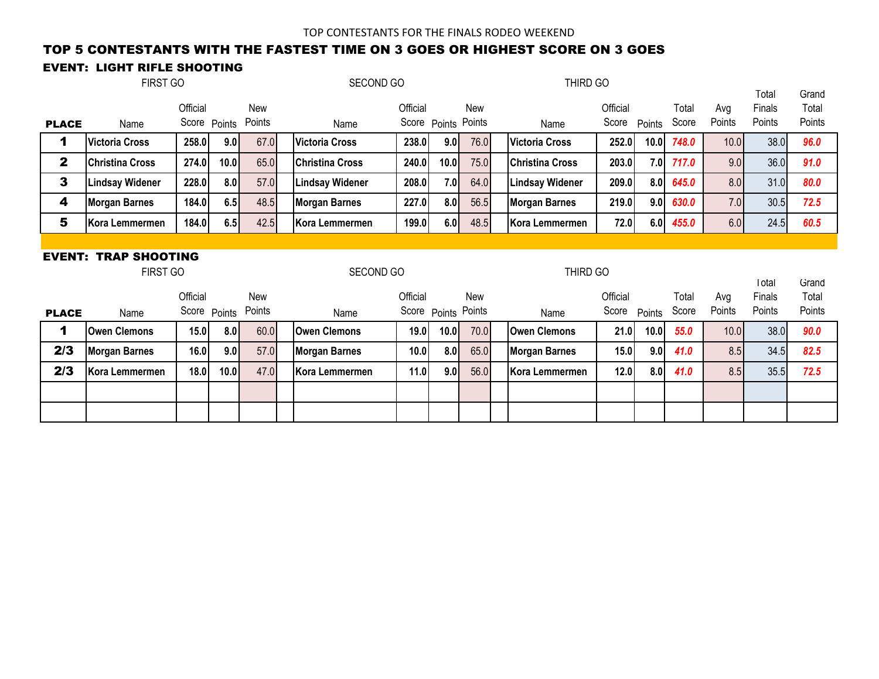TOP CONTESTANTS FOR THE FINALS RODEO WEEKEND

## TOP 5 CONTESTANTS WITH THE FASTEST TIME ON 3 GOES OR HIGHEST SCORE ON 3 GOES

### EVENT: LIGHT RIFLE SHOOTING

| | FIRST GO | | | | SECOND GO | | | | THIRD GO | | | | | | |
|---|---|---|---|---|---|---|---|---|---|---|---|---|---|---|---|
| PLACE | Name | Official Score | Points | New Points | Name | Official Score | Points | New Points | Name | Official Score | Points | Total Score | Avg Points | Total Finals Points | Grand Total Points |
| 1 | Victoria Cross | 258.0 | 9.0 | 67.0 | Victoria Cross | 238.0 | 9.0 | 76.0 | Victoria Cross | 252.0 | 10.0 | 748.0 | 10.0 | 38.0 | 96.0 |
| 2 | Christina Cross | 274.0 | 10.0 | 65.0 | Christina Cross | 240.0 | 10.0 | 75.0 | Christina Cross | 203.0 | 7.0 | 717.0 | 9.0 | 36.0 | 91.0 |
| 3 | Lindsay Widener | 228.0 | 8.0 | 57.0 | Lindsay Widener | 208.0 | 7.0 | 64.0 | Lindsay Widener | 209.0 | 8.0 | 645.0 | 8.0 | 31.0 | 80.0 |
| 4 | Morgan Barnes | 184.0 | 6.5 | 48.5 | Morgan Barnes | 227.0 | 8.0 | 56.5 | Morgan Barnes | 219.0 | 9.0 | 630.0 | 7.0 | 30.5 | 72.5 |
| 5 | Kora Lemmermen | 184.0 | 6.5 | 42.5 | Kora Lemmermen | 199.0 | 6.0 | 48.5 | Kora Lemmermen | 72.0 | 6.0 | 455.0 | 6.0 | 24.5 | 60.5 |

### EVENT: TRAP SHOOTING

| | FIRST GO | | | | SECOND GO | | | | THIRD GO | | | | | | |
|---|---|---|---|---|---|---|---|---|---|---|---|---|---|---|---|
| PLACE | Name | Official Score | Points | New Points | Name | Official Score | Points | New Points | Name | Official Score | Points | Total Score | Avg Points | Total Finals Points | Grand Total Points |
| 1 | Owen Clemons | 15.0 | 8.0 | 60.0 | Owen Clemons | 19.0 | 10.0 | 70.0 | Owen Clemons | 21.0 | 10.0 | 55.0 | 10.0 | 38.0 | 90.0 |
| 2/3 | Morgan Barnes | 16.0 | 9.0 | 57.0 | Morgan Barnes | 10.0 | 8.0 | 65.0 | Morgan Barnes | 15.0 | 9.0 | 41.0 | 8.5 | 34.5 | 82.5 |
| 2/3 | Kora Lemmermen | 18.0 | 10.0 | 47.0 | Kora Lemmermen | 11.0 | 9.0 | 56.0 | Kora Lemmermen | 12.0 | 8.0 | 41.0 | 8.5 | 35.5 | 72.5 |
| | | | | | | | | | | | | | | | |
| | | | | | | | | | | | | | | | |